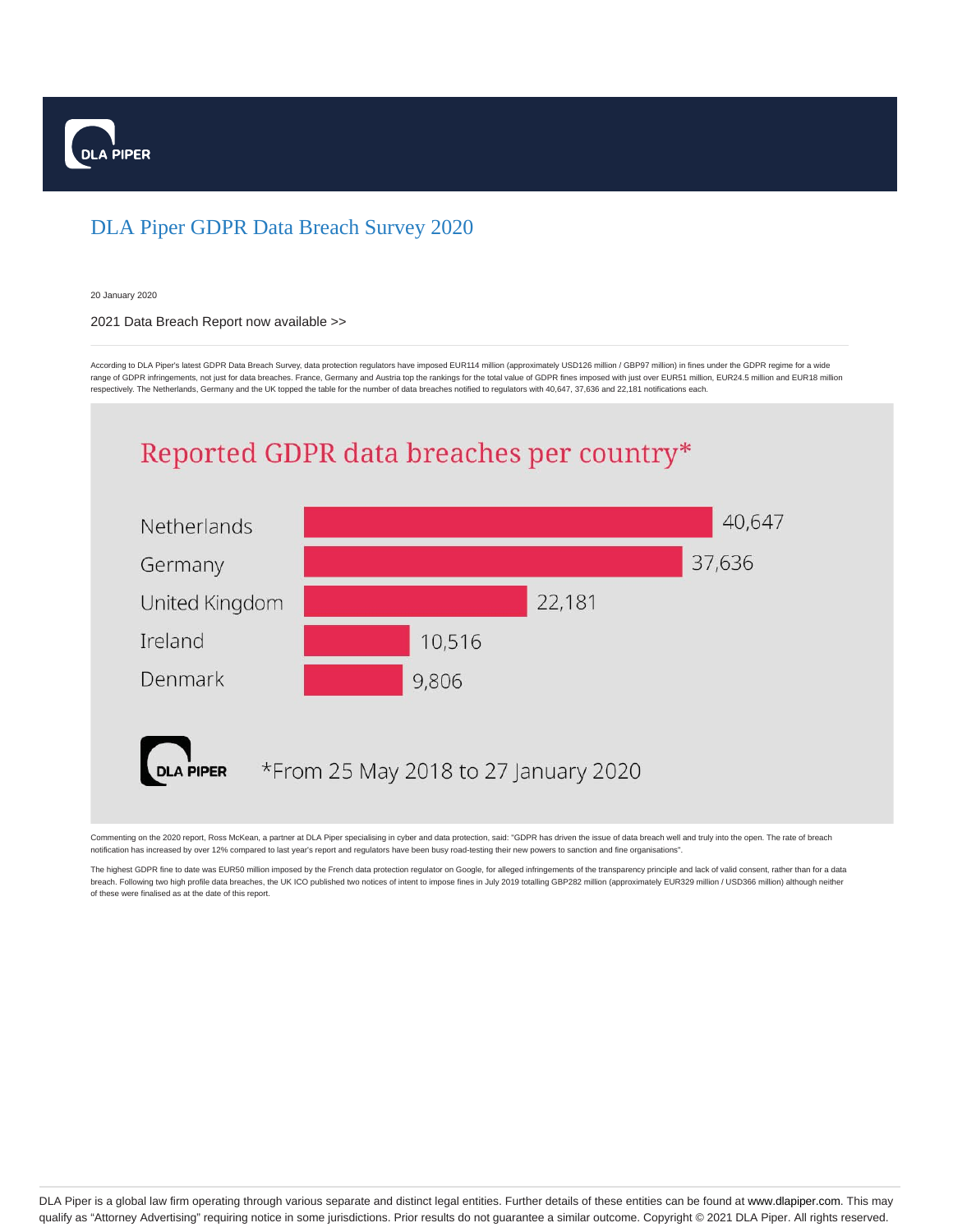# DLA Piper GDPR Data Breach Survey 2020

20 January 2020

2021 Data Breach Report now available >>

According to DLA Piper's latest GDPR Data Breach Survey, data protection regulators have imposed EUR114 million (approximately USD126 million / GBP97 million) in fines under the GDPR regime for a wide range of GDPR infringements, not just for data breaches. France, Germany and Austria top the rankings for the total value of GDPR fines imposed with just over EUR51 million, EUR24.5 million and EUR18 million respectively. The Netherlands, Germany and the UK topped the table for the number of data breaches notified to regulators with 40,647, 37,636 and 22,181 notifications each.

## Reported GDPR data breaches per country*

| Country | Reported breaches |
| --- | --- |
| Netherlands | 40,647 |
| Germany | 37,636 |
| United Kingdom | 22,181 |
| Ireland | 10,516 |
| Denmark | 9,806 |

DLA PIPER

*From 25 May 2018 to 27 January 2020

Commenting on the 2020 report, Ross McKean, a partner at DLA Piper specialising in cyber and data protection, said: "GDPR has driven the issue of data breach well and truly into the open. The rate of breach notification has increased by over 12% compared to last year's report and regulators have been busy road-testing their new powers to sanction and fine organisations".

The highest GDPR fine to date was EUR50 million imposed by the French data protection regulator on Google, for alleged infringements of the transparency principle and lack of valid consent, rather than for a data breach. Following two high profile data breaches, the UK ICO published two notices of intent to impose fines in July 2019 totalling GBP282 million (approximately EUR329 million / USD366 million) although neither of these were finalised as at the date of this report.

DLA Piper is a global law firm operating through various separate and distinct legal entities. Further details of these entities can be found at www.dlapiper.com. This may qualify as "Attorney Advertising" requiring notice in some jurisdictions. Prior results do not guarantee a similar outcome. Copyright © 2021 DLA Piper. All rights reserved.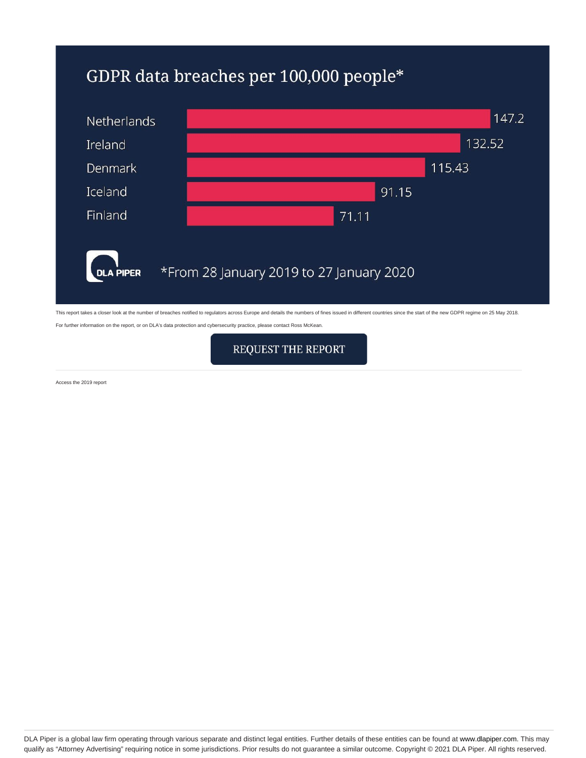## GDPR data breaches per 100,000 people*

Netherlands 147.2

Ireland 132.52

Denmark 115.43

Iceland 91.15

Finland 71.11

DLA PIPER

*From 28 January 2019 to 27 January 2020

This report takes a closer look at the number of breaches notified to regulators across Europe and details the numbers of fines issued in different countries since the start of the new GDPR regime on 25 May 2018.

For further information on the report, or on DLA's data protection and cybersecurity practice, please contact Ross McKean.

REQUEST THE REPORT

Access the 2019 report

DLA Piper is a global law firm operating through various separate and distinct legal entities. Further details of these entities can be found at www.dlapiper.com. This may qualify as "Attorney Advertising" requiring notice in some jurisdictions. Prior results do not guarantee a similar outcome. Copyright © 2021 DLA Piper. All rights reserved.